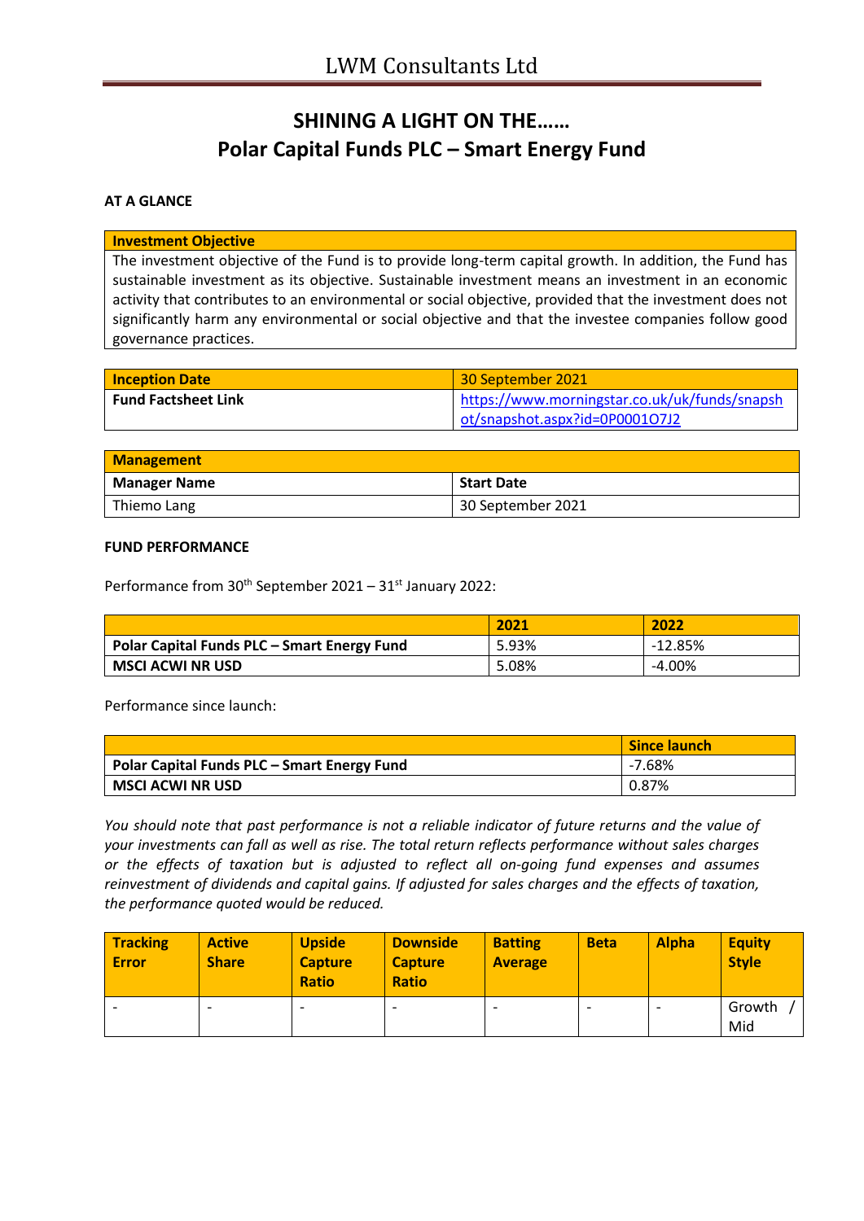LWM Consultants Ltd

# SHINING A LIGHT ON THE……
# Polar Capital Funds PLC – Smart Energy Fund

**AT A GLANCE**

| Investment Objective |
|---|
| The investment objective of the Fund is to provide long-term capital growth. In addition, the Fund has sustainable investment as its objective. Sustainable investment means an investment in an economic activity that contributes to an environmental or social objective, provided that the investment does not significantly harm any environmental or social objective and that the investee companies follow good governance practices. |

| Inception Date | 30 September 2021 |
|---|---|
| **Fund Factsheet Link** | https://www.morningstar.co.uk/uk/funds/snapshot/snapshot.aspx?id=0P0001O7J2 |

| Management | |
|---|---|
| **Manager Name** | **Start Date** |
| Thiemo Lang | 30 September 2021 |

**FUND PERFORMANCE**

Performance from 30th September 2021 – 31st January 2022:

| | 2021 | 2022 |
|---|---|---|
| **Polar Capital Funds PLC – Smart Energy Fund** | 5.93% | -12.85% |
| **MSCI ACWI NR USD** | 5.08% | -4.00% |

Performance since launch:

| | Since launch |
|---|---|
| **Polar Capital Funds PLC – Smart Energy Fund** | -7.68% |
| **MSCI ACWI NR USD** | 0.87% |

*You should note that past performance is not a reliable indicator of future returns and the value of your investments can fall as well as rise. The total return reflects performance without sales charges or the effects of taxation but is adjusted to reflect all on-going fund expenses and assumes reinvestment of dividends and capital gains. If adjusted for sales charges and the effects of taxation, the performance quoted would be reduced.*

| Tracking Error | Active Share | Upside Capture Ratio | Downside Capture Ratio | Batting Average | Beta | Alpha | Equity Style |
|---|---|---|---|---|---|---|---|
| - | - | - | - | - | - | - | Growth / Mid |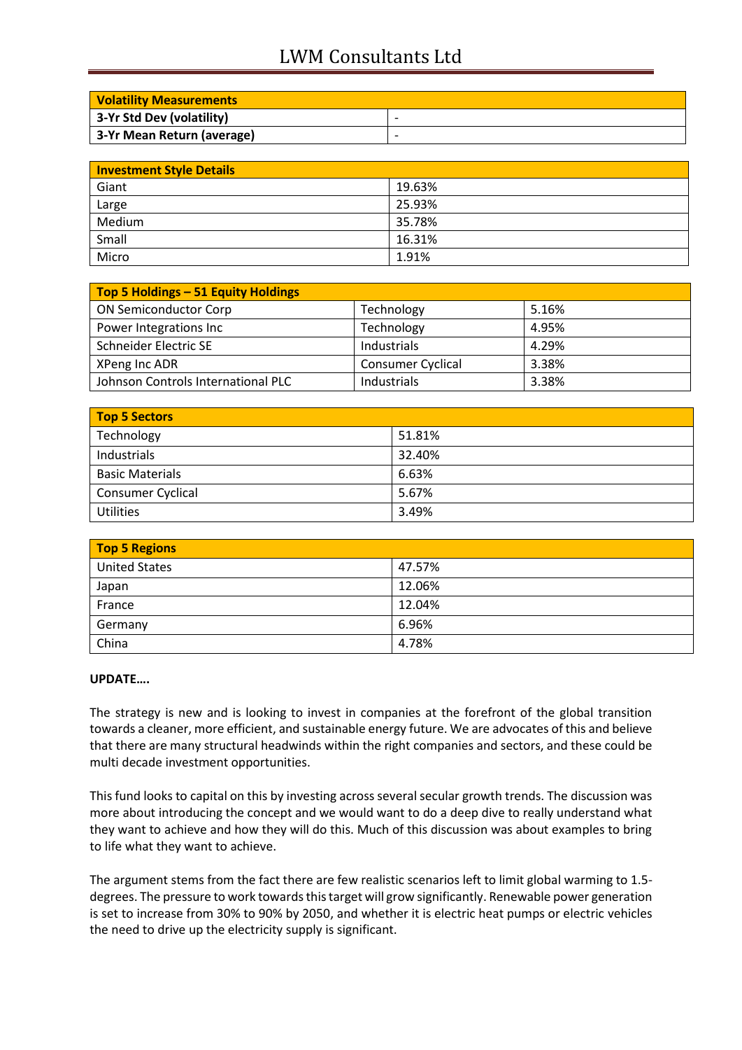| Volatility Measurements | |
|---|---|
| 3-Yr Std Dev (volatility) | - |
| 3-Yr Mean Return (average) | - |

| Investment Style Details | |
|---|---|
| Giant | 19.63% |
| Large | 25.93% |
| Medium | 35.78% |
| Small | 16.31% |
| Micro | 1.91% |

| Top 5 Holdings – 51 Equity Holdings | | |
|---|---|---|
| ON Semiconductor Corp | Technology | 5.16% |
| Power Integrations Inc | Technology | 4.95% |
| Schneider Electric SE | Industrials | 4.29% |
| XPeng Inc ADR | Consumer Cyclical | 3.38% |
| Johnson Controls International PLC | Industrials | 3.38% |

| Top 5 Sectors | |
|---|---|
| Technology | 51.81% |
| Industrials | 32.40% |
| Basic Materials | 6.63% |
| Consumer Cyclical | 5.67% |
| Utilities | 3.49% |

| Top 5 Regions | |
|---|---|
| United States | 47.57% |
| Japan | 12.06% |
| France | 12.04% |
| Germany | 6.96% |
| China | 4.78% |

**UPDATE….**

The strategy is new and is looking to invest in companies at the forefront of the global transition towards a cleaner, more efficient, and sustainable energy future. We are advocates of this and believe that there are many structural headwinds within the right companies and sectors, and these could be multi decade investment opportunities.

This fund looks to capital on this by investing across several secular growth trends. The discussion was more about introducing the concept and we would want to do a deep dive to really understand what they want to achieve and how they will do this. Much of this discussion was about examples to bring to life what they want to achieve.

The argument stems from the fact there are few realistic scenarios left to limit global warming to 1.5-degrees. The pressure to work towards this target will grow significantly. Renewable power generation is set to increase from 30% to 90% by 2050, and whether it is electric heat pumps or electric vehicles the need to drive up the electricity supply is significant.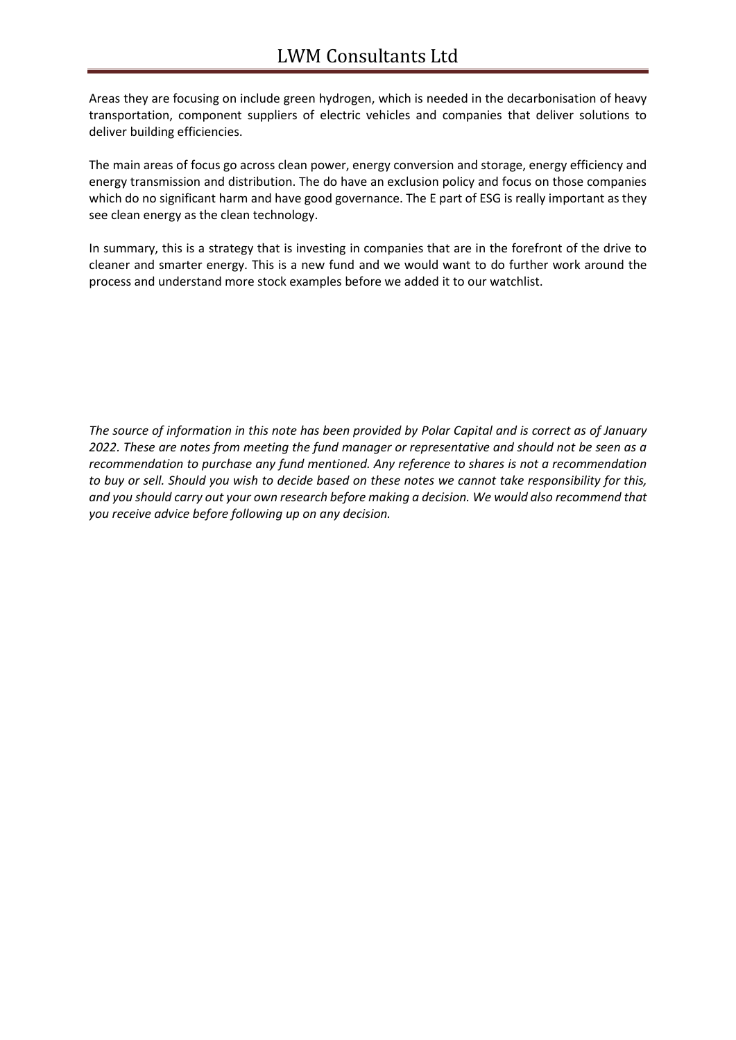Areas they are focusing on include green hydrogen, which is needed in the decarbonisation of heavy transportation, component suppliers of electric vehicles and companies that deliver solutions to deliver building efficiencies.

The main areas of focus go across clean power, energy conversion and storage, energy efficiency and energy transmission and distribution. The do have an exclusion policy and focus on those companies which do no significant harm and have good governance. The E part of ESG is really important as they see clean energy as the clean technology.

In summary, this is a strategy that is investing in companies that are in the forefront of the drive to cleaner and smarter energy. This is a new fund and we would want to do further work around the process and understand more stock examples before we added it to our watchlist.

*The source of information in this note has been provided by Polar Capital and is correct as of January 2022. These are notes from meeting the fund manager or representative and should not be seen as a recommendation to purchase any fund mentioned. Any reference to shares is not a recommendation to buy or sell. Should you wish to decide based on these notes we cannot take responsibility for this, and you should carry out your own research before making a decision. We would also recommend that you receive advice before following up on any decision.*